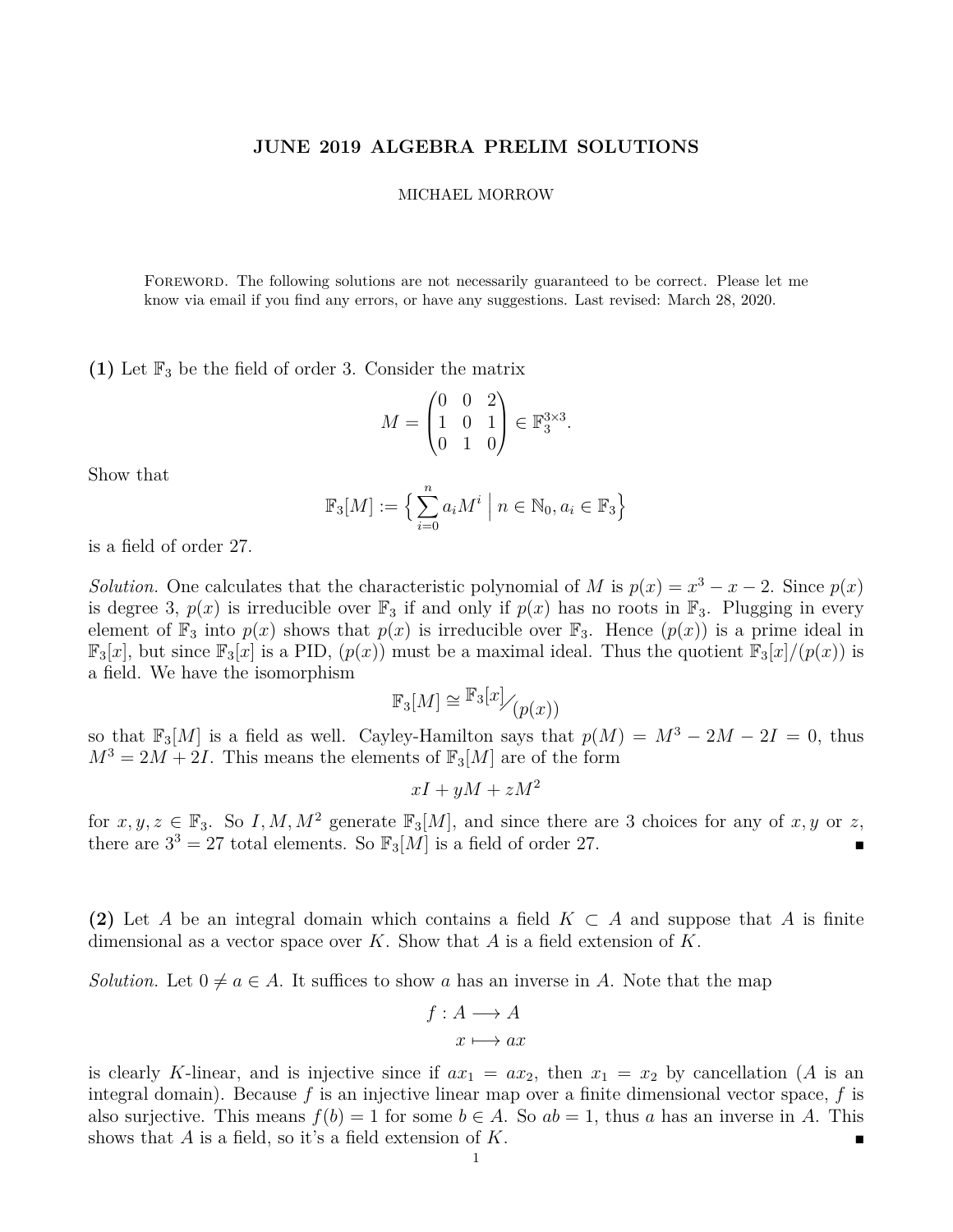# JUNE 2019 ALGEBRA PRELIM SOLUTIONS

MICHAEL MORROW

FOREWORD. The following solutions are not necessarily guaranteed to be correct. Please let me know via email if you find any errors, or have any suggestions. Last revised: March 28, 2020.

**(1)** Let $\mathbb{F}_3$ be the field of order 3. Consider the matrix

$$M = \begin{pmatrix} 0 & 0 & 2 \\ 1 & 0 & 1 \\ 0 & 1 & 0 \end{pmatrix} \in \mathbb{F}_3^{3\times 3}.$$

Show that

$$\mathbb{F}_3[M] := \Big\{ \sum_{i=0}^{n} a_i M^i \;\Big|\; n \in \mathbb{N}_0, a_i \in \mathbb{F}_3 \Big\}$$

is a field of order 27.

*Solution.* One calculates that the characteristic polynomial of $M$ is $p(x) = x^3 - x - 2$. Since $p(x)$ is degree 3, $p(x)$ is irreducible over $\mathbb{F}_3$ if and only if $p(x)$ has no roots in $\mathbb{F}_3$. Plugging in every element of $\mathbb{F}_3$ into $p(x)$ shows that $p(x)$ is irreducible over $\mathbb{F}_3$. Hence $(p(x))$ is a prime ideal in $\mathbb{F}_3[x]$, but since $\mathbb{F}_3[x]$ is a PID, $(p(x))$ must be a maximal ideal. Thus the quotient $\mathbb{F}_3[x]/(p(x))$ is a field. We have the isomorphism

$$\mathbb{F}_3[M] \cong \mathbb{F}_3[x] \big/ (p(x))$$

so that $\mathbb{F}_3[M]$ is a field as well. Cayley-Hamilton says that $p(M) = M^3 - 2M - 2I = 0$, thus $M^3 = 2M + 2I$. This means the elements of $\mathbb{F}_3[M]$ are of the form

$$xI + yM + zM^2$$

for $x, y, z \in \mathbb{F}_3$. So $I, M, M^2$ generate $\mathbb{F}_3[M]$, and since there are 3 choices for any of $x, y$ or $z$, there are $3^3 = 27$ total elements. So $\mathbb{F}_3[M]$ is a field of order 27. ∎

**(2)** Let $A$ be an integral domain which contains a field $K \subset A$ and suppose that $A$ is finite dimensional as a vector space over $K$. Show that $A$ is a field extension of $K$.

*Solution.* Let $0 \neq a \in A$. It suffices to show $a$ has an inverse in $A$. Note that the map

$$\begin{aligned} f : A &\longrightarrow A \\ x &\longmapsto ax \end{aligned}$$

is clearly $K$-linear, and is injective since if $ax_1 = ax_2$, then $x_1 = x_2$ by cancellation ($A$ is an integral domain). Because $f$ is an injective linear map over a finite dimensional vector space, $f$ is also surjective. This means $f(b) = 1$ for some $b \in A$. So $ab = 1$, thus $a$ has an inverse in $A$. This shows that $A$ is a field, so it's a field extension of $K$. ∎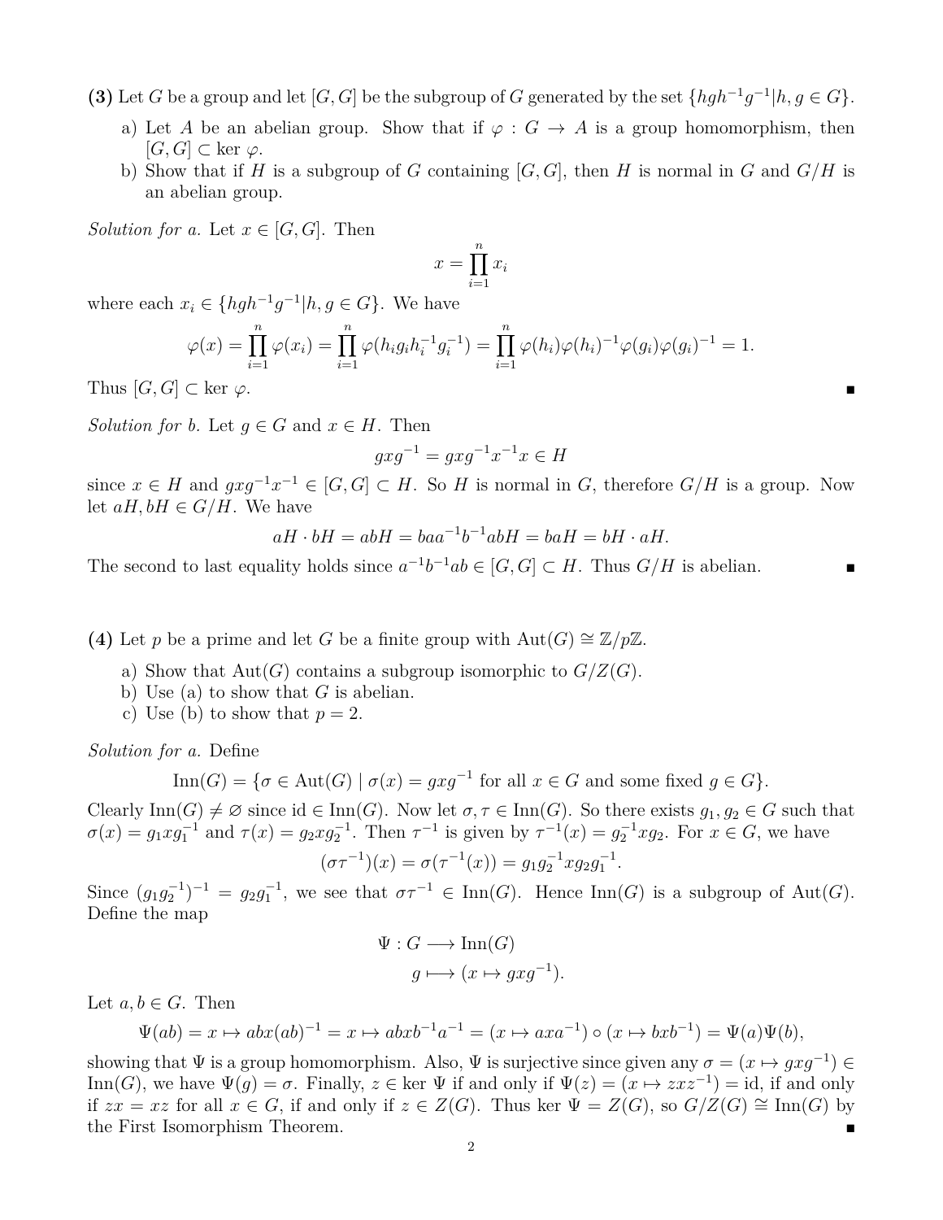**(3)** Let $G$ be a group and let $[G,G]$ be the subgroup of $G$ generated by the set $\{hgh^{-1}g^{-1} | h, g \in G\}$.

a) Let $A$ be an abelian group. Show that if $\varphi : G \to A$ is a group homomorphism, then $[G,G] \subset \ker \varphi$.

b) Show that if $H$ is a subgroup of $G$ containing $[G,G]$, then $H$ is normal in $G$ and $G/H$ is an abelian group.

*Solution for a.* Let $x \in [G,G]$. Then

$$x = \prod_{i=1}^{n} x_i$$

where each $x_i \in \{hgh^{-1}g^{-1} | h, g \in G\}$. We have

$$\varphi(x) = \prod_{i=1}^{n} \varphi(x_i) = \prod_{i=1}^{n} \varphi(h_i g_i h_i^{-1} g_i^{-1}) = \prod_{i=1}^{n} \varphi(h_i)\varphi(h_i)^{-1}\varphi(g_i)\varphi(g_i)^{-1} = 1.$$

Thus $[G,G] \subset \ker \varphi$. ∎

*Solution for b.* Let $g \in G$ and $x \in H$. Then

$$gxg^{-1} = gxg^{-1}x^{-1}x \in H$$

since $x \in H$ and $gxg^{-1}x^{-1} \in [G,G] \subset H$. So $H$ is normal in $G$, therefore $G/H$ is a group. Now let $aH, bH \in G/H$. We have

$$aH \cdot bH = abH = baa^{-1}b^{-1}abH = baH = bH \cdot aH.$$

The second to last equality holds since $a^{-1}b^{-1}ab \in [G,G] \subset H$. Thus $G/H$ is abelian. ∎

**(4)** Let $p$ be a prime and let $G$ be a finite group with $\text{Aut}(G) \cong \mathbb{Z}/p\mathbb{Z}$.

a) Show that $\text{Aut}(G)$ contains a subgroup isomorphic to $G/Z(G)$.

b) Use (a) to show that $G$ is abelian.

c) Use (b) to show that $p = 2$.

*Solution for a.* Define

$$\text{Inn}(G) = \{\sigma \in \text{Aut}(G) \mid \sigma(x) = gxg^{-1} \text{ for all } x \in G \text{ and some fixed } g \in G\}.$$

Clearly $\text{Inn}(G) \neq \varnothing$ since $\text{id} \in \text{Inn}(G)$. Now let $\sigma, \tau \in \text{Inn}(G)$. So there exists $g_1, g_2 \in G$ such that $\sigma(x) = g_1 x g_1^{-1}$ and $\tau(x) = g_2 x g_2^{-1}$. Then $\tau^{-1}$ is given by $\tau^{-1}(x) = g_2^{-1} x g_2$. For $x \in G$, we have

$$(\sigma\tau^{-1})(x) = \sigma(\tau^{-1}(x)) = g_1 g_2^{-1} x g_2 g_1^{-1}.$$

Since $(g_1 g_2^{-1})^{-1} = g_2 g_1^{-1}$, we see that $\sigma\tau^{-1} \in \text{Inn}(G)$. Hence $\text{Inn}(G)$ is a subgroup of $\text{Aut}(G)$. Define the map

$$\Psi : G \longrightarrow \text{Inn}(G)$$
$$g \longmapsto (x \mapsto gxg^{-1}).$$

Let $a, b \in G$. Then

$$\Psi(ab) = x \mapsto abx(ab)^{-1} = x \mapsto abxb^{-1}a^{-1} = (x \mapsto axa^{-1}) \circ (x \mapsto bxb^{-1}) = \Psi(a)\Psi(b),$$

showing that $\Psi$ is a group homomorphism. Also, $\Psi$ is surjective since given any $\sigma = (x \mapsto gxg^{-1}) \in \text{Inn}(G)$, we have $\Psi(g) = \sigma$. Finally, $z \in \ker \Psi$ if and only if $\Psi(z) = (x \mapsto zxz^{-1}) = \text{id}$, if and only if $zx = xz$ for all $x \in G$, if and only if $z \in Z(G)$. Thus $\ker \Psi = Z(G)$, so $G/Z(G) \cong \text{Inn}(G)$ by the First Isomorphism Theorem. ∎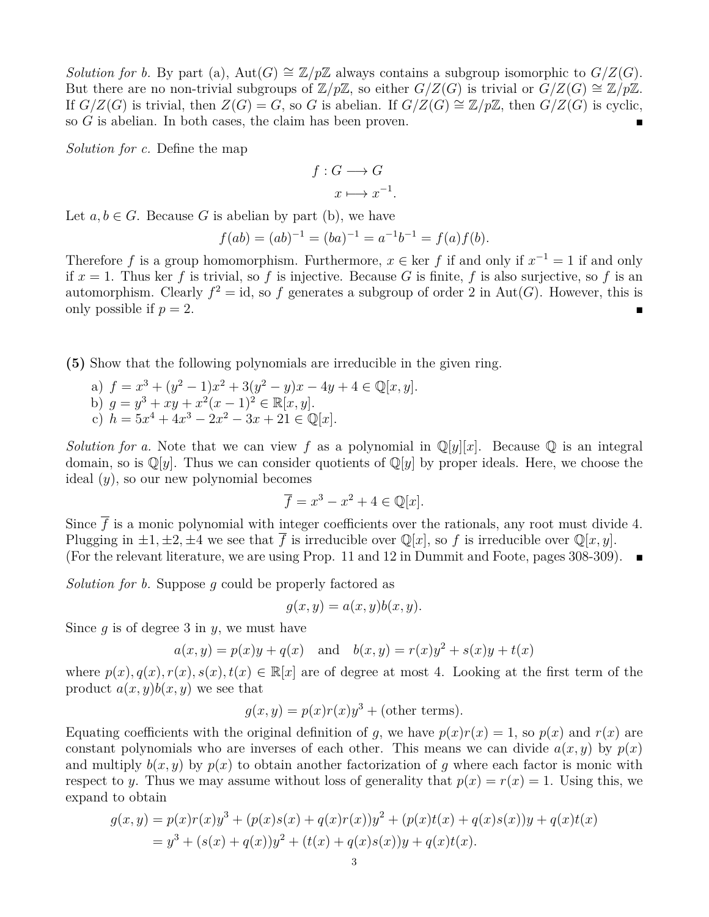*Solution for b.* By part (a), $\text{Aut}(G) \cong \mathbb{Z}/p\mathbb{Z}$ always contains a subgroup isomorphic to $G/Z(G)$. But there are no non-trivial subgroups of $\mathbb{Z}/p\mathbb{Z}$, so either $G/Z(G)$ is trivial or $G/Z(G) \cong \mathbb{Z}/p\mathbb{Z}$. If $G/Z(G)$ is trivial, then $Z(G) = G$, so $G$ is abelian. If $G/Z(G) \cong \mathbb{Z}/p\mathbb{Z}$, then $G/Z(G)$ is cyclic, so $G$ is abelian. In both cases, the claim has been proven. ∎

*Solution for c.* Define the map

$$\begin{aligned} f : G &\longrightarrow G \\ x &\longmapsto x^{-1}. \end{aligned}$$

Let $a, b \in G$. Because $G$ is abelian by part (b), we have

$$f(ab) = (ab)^{-1} = (ba)^{-1} = a^{-1}b^{-1} = f(a)f(b).$$

Therefore $f$ is a group homomorphism. Furthermore, $x \in \ker f$ if and only if $x^{-1} = 1$ if and only if $x = 1$. Thus ker $f$ is trivial, so $f$ is injective. Because $G$ is finite, $f$ is also surjective, so $f$ is an automorphism. Clearly $f^2 = \text{id}$, so $f$ generates a subgroup of order 2 in $\text{Aut}(G)$. However, this is only possible if $p = 2$. ∎

**(5)** Show that the following polynomials are irreducible in the given ring.

a) $f = x^3 + (y^2 - 1)x^2 + 3(y^2 - y)x - 4y + 4 \in \mathbb{Q}[x, y]$.
b) $g = y^3 + xy + x^2(x - 1)^2 \in \mathbb{R}[x, y]$.
c) $h = 5x^4 + 4x^3 - 2x^2 - 3x + 21 \in \mathbb{Q}[x]$.

*Solution for a.* Note that we can view $f$ as a polynomial in $\mathbb{Q}[y][x]$. Because $\mathbb{Q}$ is an integral domain, so is $\mathbb{Q}[y]$. Thus we can consider quotients of $\mathbb{Q}[y]$ by proper ideals. Here, we choose the ideal $(y)$, so our new polynomial becomes

$$\overline{f} = x^3 - x^2 + 4 \in \mathbb{Q}[x].$$

Since $\overline{f}$ is a monic polynomial with integer coefficients over the rationals, any root must divide 4. Plugging in $\pm1, \pm2, \pm4$ we see that $\overline{f}$ is irreducible over $\mathbb{Q}[x]$, so $f$ is irreducible over $\mathbb{Q}[x, y]$. (For the relevant literature, we are using Prop. 11 and 12 in Dummit and Foote, pages 308-309). ∎

*Solution for b.* Suppose $g$ could be properly factored as

$$g(x, y) = a(x, y)b(x, y).$$

Since $g$ is of degree 3 in $y$, we must have

$$a(x, y) = p(x)y + q(x) \quad \text{and} \quad b(x, y) = r(x)y^2 + s(x)y + t(x)$$

where $p(x), q(x), r(x), s(x), t(x) \in \mathbb{R}[x]$ are of degree at most 4. Looking at the first term of the product $a(x, y)b(x, y)$ we see that

$$g(x, y) = p(x)r(x)y^3 + (\text{other terms}).$$

Equating coefficients with the original definition of $g$, we have $p(x)r(x) = 1$, so $p(x)$ and $r(x)$ are constant polynomials who are inverses of each other. This means we can divide $a(x, y)$ by $p(x)$ and multiply $b(x, y)$ by $p(x)$ to obtain another factorization of $g$ where each factor is monic with respect to $y$. Thus we may assume without loss of generality that $p(x) = r(x) = 1$. Using this, we expand to obtain

$$\begin{aligned} g(x, y) &= p(x)r(x)y^3 + (p(x)s(x) + q(x)r(x))y^2 + (p(x)t(x) + q(x)s(x))y + q(x)t(x) \\ &= y^3 + (s(x) + q(x))y^2 + (t(x) + q(x)s(x))y + q(x)t(x). \end{aligned}$$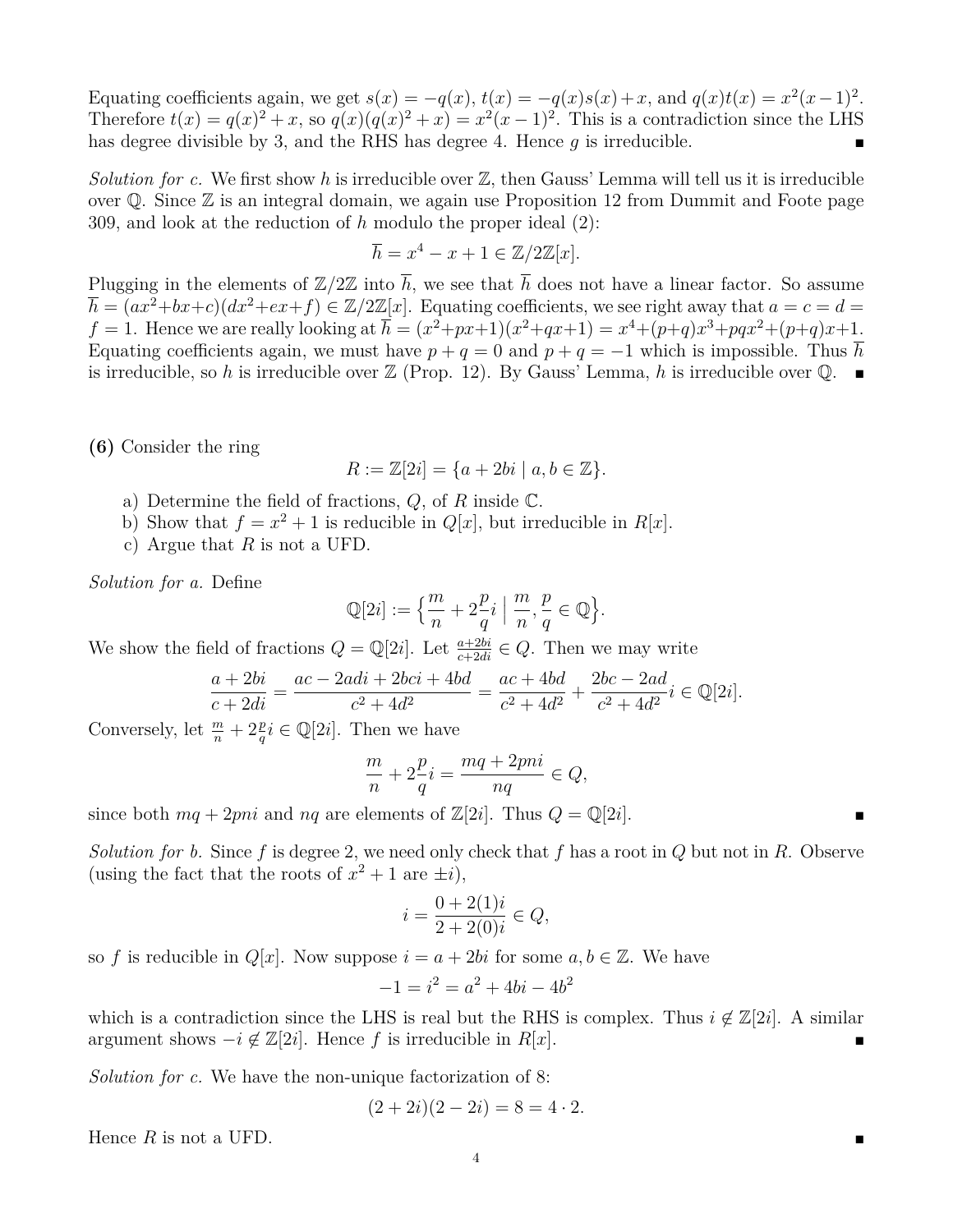Equating coefficients again, we get $s(x) = -q(x)$, $t(x) = -q(x)s(x)+x$, and $q(x)t(x) = x^2(x-1)^2$. Therefore $t(x) = q(x)^2 + x$, so $q(x)(q(x)^2+x) = x^2(x-1)^2$. This is a contradiction since the LHS has degree divisible by 3, and the RHS has degree 4. Hence $g$ is irreducible. ∎

*Solution for c.* We first show $h$ is irreducible over $\mathbb{Z}$, then Gauss' Lemma will tell us it is irreducible over $\mathbb{Q}$. Since $\mathbb{Z}$ is an integral domain, we again use Proposition 12 from Dummit and Foote page 309, and look at the reduction of $h$ modulo the proper ideal $(2)$:

$$\overline{h} = x^4 - x + 1 \in \mathbb{Z}/2\mathbb{Z}[x].$$

Plugging in the elements of $\mathbb{Z}/2\mathbb{Z}$ into $\overline{h}$, we see that $\overline{h}$ does not have a linear factor. So assume $\overline{h} = (ax^2+bx+c)(dx^2+ex+f) \in \mathbb{Z}/2\mathbb{Z}[x]$. Equating coefficients, we see right away that $a = c = d = f = 1$. Hence we are really looking at $\overline{h} = (x^2+px+1)(x^2+qx+1) = x^4+(p+q)x^3+pqx^2+(p+q)x+1$. Equating coefficients again, we must have $p+q = 0$ and $p+q = -1$ which is impossible. Thus $\overline{h}$ is irreducible, so $h$ is irreducible over $\mathbb{Z}$ (Prop. 12). By Gauss' Lemma, $h$ is irreducible over $\mathbb{Q}$. ∎

**(6)** Consider the ring

$$R := \mathbb{Z}[2i] = \{a + 2bi \mid a, b \in \mathbb{Z}\}.$$

a) Determine the field of fractions, $Q$, of $R$ inside $\mathbb{C}$.
b) Show that $f = x^2 + 1$ is reducible in $Q[x]$, but irreducible in $R[x]$.
c) Argue that $R$ is not a UFD.

*Solution for a.* Define

$$\mathbb{Q}[2i] := \Big\{ \frac{m}{n} + 2\frac{p}{q}i \;\Big|\; \frac{m}{n}, \frac{p}{q} \in \mathbb{Q} \Big\}.$$

We show the field of fractions $Q = \mathbb{Q}[2i]$. Let $\frac{a+2bi}{c+2di} \in Q$. Then we may write

$$\frac{a+2bi}{c+2di} = \frac{ac - 2adi + 2bci + 4bd}{c^2+4d^2} = \frac{ac+4bd}{c^2+4d^2} + \frac{2bc-2ad}{c^2+4d^2}i \in \mathbb{Q}[2i].$$

Conversely, let $\frac{m}{n} + 2\frac{p}{q}i \in \mathbb{Q}[2i]$. Then we have

$$\frac{m}{n} + 2\frac{p}{q}i = \frac{mq + 2pni}{nq} \in Q,$$

since both $mq + 2pni$ and $nq$ are elements of $\mathbb{Z}[2i]$. Thus $Q = \mathbb{Q}[2i]$. ∎

*Solution for b.* Since $f$ is degree 2, we need only check that $f$ has a root in $Q$ but not in $R$. Observe (using the fact that the roots of $x^2 + 1$ are $\pm i$),

$$i = \frac{0 + 2(1)i}{2 + 2(0)i} \in Q,$$

so $f$ is reducible in $Q[x]$. Now suppose $i = a + 2bi$ for some $a, b \in \mathbb{Z}$. We have

$$-1 = i^2 = a^2 + 4bi - 4b^2$$

which is a contradiction since the LHS is real but the RHS is complex. Thus $i \notin \mathbb{Z}[2i]$. A similar argument shows $-i \notin \mathbb{Z}[2i]$. Hence $f$ is irreducible in $R[x]$. ∎

*Solution for c.* We have the non-unique factorization of 8:

$$(2+2i)(2-2i) = 8 = 4 \cdot 2.$$

Hence $R$ is not a UFD. ∎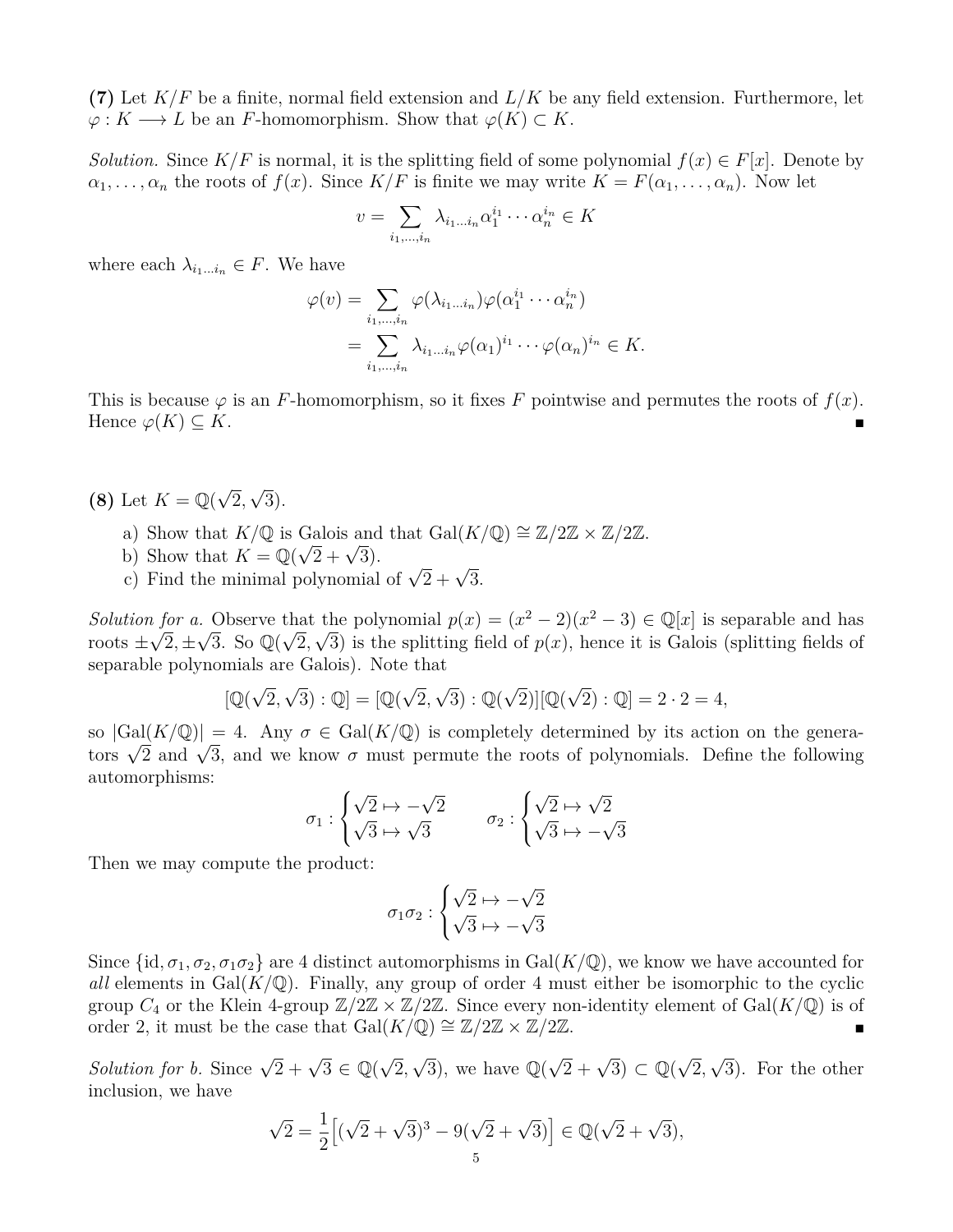**(7)** Let $K/F$ be a finite, normal field extension and $L/K$ be any field extension. Furthermore, let $\varphi : K \longrightarrow L$ be an $F$-homomorphism. Show that $\varphi(K) \subset K$.

*Solution.* Since $K/F$ is normal, it is the splitting field of some polynomial $f(x) \in F[x]$. Denote by $\alpha_1, \ldots, \alpha_n$ the roots of $f(x)$. Since $K/F$ is finite we may write $K = F(\alpha_1, \ldots, \alpha_n)$. Now let

$$v = \sum_{i_1,\ldots,i_n} \lambda_{i_1\ldots i_n} \alpha_1^{i_1} \cdots \alpha_n^{i_n} \in K$$

where each $\lambda_{i_1\ldots i_n} \in F$. We have

$$\begin{aligned}\varphi(v) &= \sum_{i_1,\ldots,i_n} \varphi(\lambda_{i_1\ldots i_n})\varphi(\alpha_1^{i_1} \cdots \alpha_n^{i_n}) \\ &= \sum_{i_1,\ldots,i_n} \lambda_{i_1\ldots i_n} \varphi(\alpha_1)^{i_1} \cdots \varphi(\alpha_n)^{i_n} \in K.\end{aligned}$$

This is because $\varphi$ is an $F$-homomorphism, so it fixes $F$ pointwise and permutes the roots of $f(x)$. Hence $\varphi(K) \subseteq K$. ∎

**(8)** Let $K = \mathbb{Q}(\sqrt{2}, \sqrt{3})$.

a) Show that $K/\mathbb{Q}$ is Galois and that $\mathrm{Gal}(K/\mathbb{Q}) \cong \mathbb{Z}/2\mathbb{Z} \times \mathbb{Z}/2\mathbb{Z}$.
b) Show that $K = \mathbb{Q}(\sqrt{2} + \sqrt{3})$.
c) Find the minimal polynomial of $\sqrt{2} + \sqrt{3}$.

*Solution for a.* Observe that the polynomial $p(x) = (x^2 - 2)(x^2 - 3) \in \mathbb{Q}[x]$ is separable and has roots $\pm\sqrt{2}, \pm\sqrt{3}$. So $\mathbb{Q}(\sqrt{2}, \sqrt{3})$ is the splitting field of $p(x)$, hence it is Galois (splitting fields of separable polynomials are Galois). Note that

$$[\mathbb{Q}(\sqrt{2}, \sqrt{3}) : \mathbb{Q}] = [\mathbb{Q}(\sqrt{2}, \sqrt{3}) : \mathbb{Q}(\sqrt{2})][\mathbb{Q}(\sqrt{2}) : \mathbb{Q}] = 2 \cdot 2 = 4,$$

so $|\mathrm{Gal}(K/\mathbb{Q})| = 4$. Any $\sigma \in \mathrm{Gal}(K/\mathbb{Q})$ is completely determined by its action on the generators $\sqrt{2}$ and $\sqrt{3}$, and we know $\sigma$ must permute the roots of polynomials. Define the following automorphisms:

$$\sigma_1 : \begin{cases} \sqrt{2} \mapsto -\sqrt{2} \\ \sqrt{3} \mapsto \sqrt{3} \end{cases} \qquad \sigma_2 : \begin{cases} \sqrt{2} \mapsto \sqrt{2} \\ \sqrt{3} \mapsto -\sqrt{3} \end{cases}$$

Then we may compute the product:

$$\sigma_1\sigma_2 : \begin{cases} \sqrt{2} \mapsto -\sqrt{2} \\ \sqrt{3} \mapsto -\sqrt{3} \end{cases}$$

Since $\{\mathrm{id}, \sigma_1, \sigma_2, \sigma_1\sigma_2\}$ are 4 distinct automorphisms in $\mathrm{Gal}(K/\mathbb{Q})$, we know we have accounted for *all* elements in $\mathrm{Gal}(K/\mathbb{Q})$. Finally, any group of order 4 must either be isomorphic to the cyclic group $C_4$ or the Klein 4-group $\mathbb{Z}/2\mathbb{Z} \times \mathbb{Z}/2\mathbb{Z}$. Since every non-identity element of $\mathrm{Gal}(K/\mathbb{Q})$ is of order 2, it must be the case that $\mathrm{Gal}(K/\mathbb{Q}) \cong \mathbb{Z}/2\mathbb{Z} \times \mathbb{Z}/2\mathbb{Z}$. ∎

*Solution for b.* Since $\sqrt{2} + \sqrt{3} \in \mathbb{Q}(\sqrt{2}, \sqrt{3})$, we have $\mathbb{Q}(\sqrt{2} + \sqrt{3}) \subset \mathbb{Q}(\sqrt{2}, \sqrt{3})$. For the other inclusion, we have

$$\sqrt{2} = \frac{1}{2}\Big[(\sqrt{2} + \sqrt{3})^3 - 9(\sqrt{2} + \sqrt{3})\Big] \in \mathbb{Q}(\sqrt{2} + \sqrt{3}),$$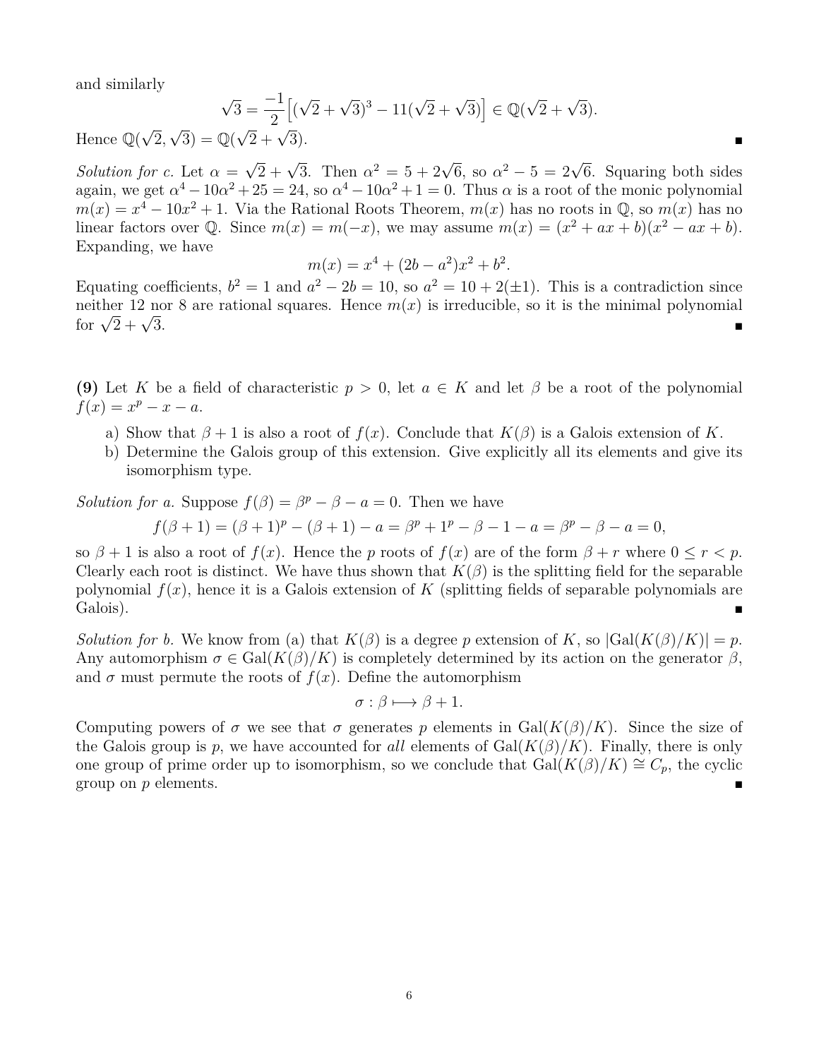and similarly

$$\sqrt{3} = \frac{-1}{2}\Big[(\sqrt{2}+\sqrt{3})^3 - 11(\sqrt{2}+\sqrt{3})\Big] \in \mathbb{Q}(\sqrt{2}+\sqrt{3}).$$

Hence $\mathbb{Q}(\sqrt{2}, \sqrt{3}) = \mathbb{Q}(\sqrt{2}+\sqrt{3})$. ∎

*Solution for c.* Let $\alpha = \sqrt{2}+\sqrt{3}$. Then $\alpha^2 = 5 + 2\sqrt{6}$, so $\alpha^2 - 5 = 2\sqrt{6}$. Squaring both sides again, we get $\alpha^4 - 10\alpha^2 + 25 = 24$, so $\alpha^4 - 10\alpha^2 + 1 = 0$. Thus $\alpha$ is a root of the monic polynomial $m(x) = x^4 - 10x^2 + 1$. Via the Rational Roots Theorem, $m(x)$ has no roots in $\mathbb{Q}$, so $m(x)$ has no linear factors over $\mathbb{Q}$. Since $m(x) = m(-x)$, we may assume $m(x) = (x^2 + ax + b)(x^2 - ax + b)$. Expanding, we have

$$m(x) = x^4 + (2b - a^2)x^2 + b^2.$$

Equating coefficients, $b^2 = 1$ and $a^2 - 2b = 10$, so $a^2 = 10 + 2(\pm 1)$. This is a contradiction since neither 12 nor 8 are rational squares. Hence $m(x)$ is irreducible, so it is the minimal polynomial for $\sqrt{2}+\sqrt{3}$. ∎

**(9)** Let $K$ be a field of characteristic $p > 0$, let $a \in K$ and let $\beta$ be a root of the polynomial $f(x) = x^p - x - a$.

a) Show that $\beta + 1$ is also a root of $f(x)$. Conclude that $K(\beta)$ is a Galois extension of $K$.
b) Determine the Galois group of this extension. Give explicitly all its elements and give its isomorphism type.

*Solution for a.* Suppose $f(\beta) = \beta^p - \beta - a = 0$. Then we have

$$f(\beta+1) = (\beta+1)^p - (\beta+1) - a = \beta^p + 1^p - \beta - 1 - a = \beta^p - \beta - a = 0,$$

so $\beta + 1$ is also a root of $f(x)$. Hence the $p$ roots of $f(x)$ are of the form $\beta + r$ where $0 \leq r < p$. Clearly each root is distinct. We have thus shown that $K(\beta)$ is the splitting field for the separable polynomial $f(x)$, hence it is a Galois extension of $K$ (splitting fields of separable polynomials are Galois). ∎

*Solution for b.* We know from (a) that $K(\beta)$ is a degree $p$ extension of $K$, so $|\mathrm{Gal}(K(\beta)/K)| = p$. Any automorphism $\sigma \in \mathrm{Gal}(K(\beta)/K)$ is completely determined by its action on the generator $\beta$, and $\sigma$ must permute the roots of $f(x)$. Define the automorphism

$$\sigma : \beta \longmapsto \beta + 1.$$

Computing powers of $\sigma$ we see that $\sigma$ generates $p$ elements in $\mathrm{Gal}(K(\beta)/K)$. Since the size of the Galois group is $p$, we have accounted for *all* elements of $\mathrm{Gal}(K(\beta)/K)$. Finally, there is only one group of prime order up to isomorphism, so we conclude that $\mathrm{Gal}(K(\beta)/K) \cong C_p$, the cyclic group on $p$ elements. ∎